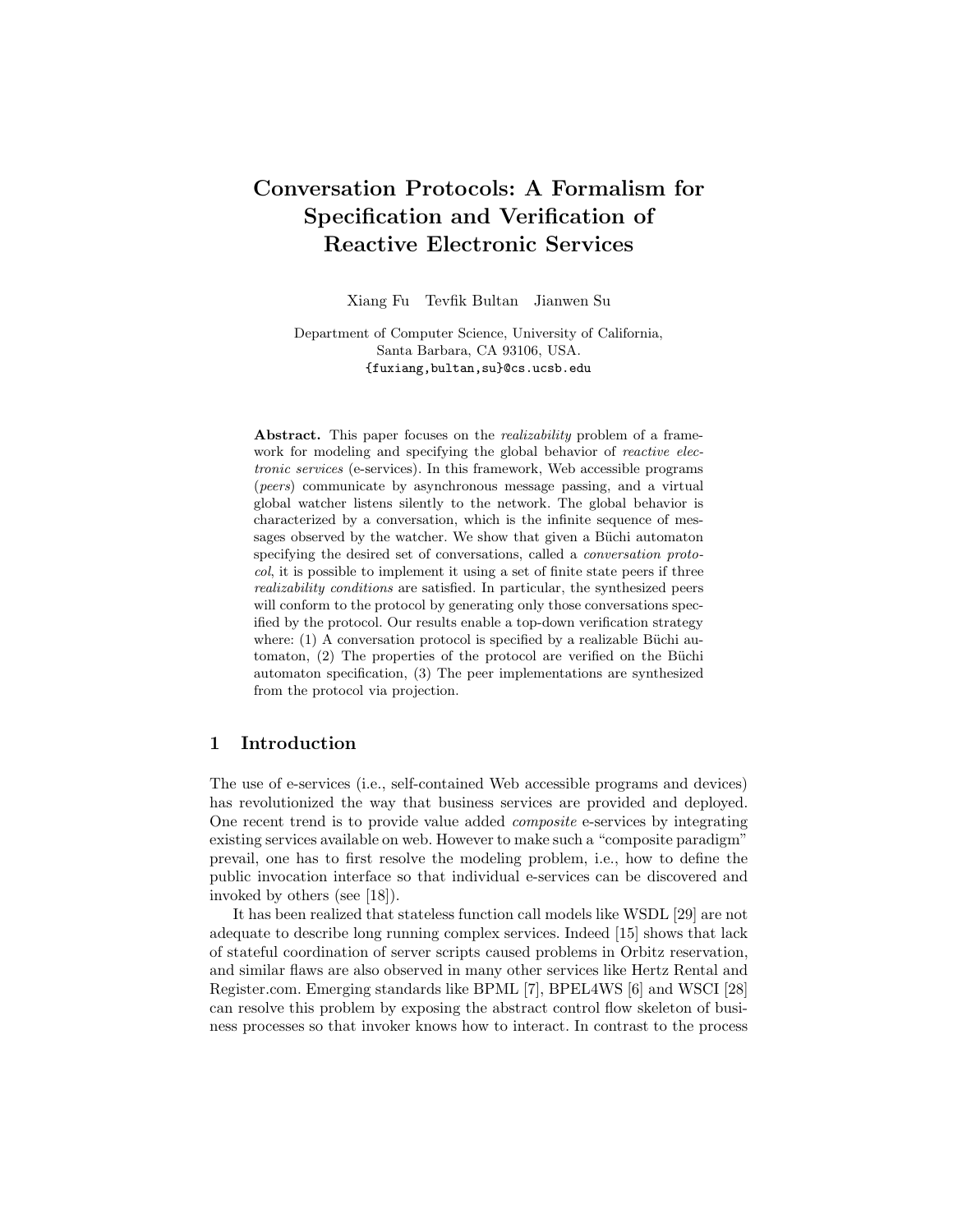# Conversation Protocols: A Formalism for Specification and Verification of Reactive Electronic Services

Xiang Fu Tevfik Bultan Jianwen Su

Department of Computer Science, University of California, Santa Barbara, CA 93106, USA.
{fuxiang,bultan,su}@cs.ucsb.edu

**Abstract.** This paper focuses on the *realizability* problem of a framework for modeling and specifying the global behavior of *reactive electronic services* (e-services). In this framework, Web accessible programs (*peers*) communicate by asynchronous message passing, and a virtual global watcher listens silently to the network. The global behavior is characterized by a conversation, which is the infinite sequence of messages observed by the watcher. We show that given a Büchi automaton specifying the desired set of conversations, called a *conversation protocol*, it is possible to implement it using a set of finite state peers if three *realizability conditions* are satisfied. In particular, the synthesized peers will conform to the protocol by generating only those conversations specified by the protocol. Our results enable a top-down verification strategy where: (1) A conversation protocol is specified by a realizable Büchi automaton, (2) The properties of the protocol are verified on the Büchi automaton specification, (3) The peer implementations are synthesized from the protocol via projection.

## 1 Introduction

The use of e-services (i.e., self-contained Web accessible programs and devices) has revolutionized the way that business services are provided and deployed. One recent trend is to provide value added *composite* e-services by integrating existing services available on web. However to make such a "composite paradigm" prevail, one has to first resolve the modeling problem, i.e., how to define the public invocation interface so that individual e-services can be discovered and invoked by others (see [18]).

It has been realized that stateless function call models like WSDL [29] are not adequate to describe long running complex services. Indeed [15] shows that lack of stateful coordination of server scripts caused problems in Orbitz reservation, and similar flaws are also observed in many other services like Hertz Rental and Register.com. Emerging standards like BPML [7], BPEL4WS [6] and WSCI [28] can resolve this problem by exposing the abstract control flow skeleton of business processes so that invoker knows how to interact. In contrast to the process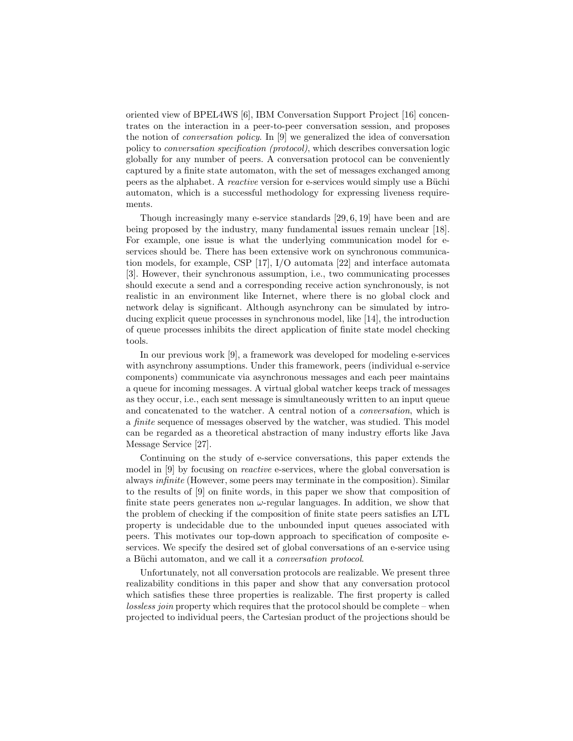oriented view of BPEL4WS [6], IBM Conversation Support Project [16] concentrates on the interaction in a peer-to-peer conversation session, and proposes the notion of *conversation policy*. In [9] we generalized the idea of conversation policy to *conversation specification (protocol)*, which describes conversation logic globally for any number of peers. A conversation protocol can be conveniently captured by a finite state automaton, with the set of messages exchanged among peers as the alphabet. A *reactive* version for e-services would simply use a Büchi automaton, which is a successful methodology for expressing liveness requirements.

Though increasingly many e-service standards [29, 6, 19] have been and are being proposed by the industry, many fundamental issues remain unclear [18]. For example, one issue is what the underlying communication model for e-services should be. There has been extensive work on synchronous communication models, for example, CSP [17], I/O automata [22] and interface automata [3]. However, their synchronous assumption, i.e., two communicating processes should execute a send and a corresponding receive action synchronously, is not realistic in an environment like Internet, where there is no global clock and network delay is significant. Although asynchrony can be simulated by introducing explicit queue processes in synchronous model, like [14], the introduction of queue processes inhibits the direct application of finite state model checking tools.

In our previous work [9], a framework was developed for modeling e-services with asynchrony assumptions. Under this framework, peers (individual e-service components) communicate via asynchronous messages and each peer maintains a queue for incoming messages. A virtual global watcher keeps track of messages as they occur, i.e., each sent message is simultaneously written to an input queue and concatenated to the watcher. A central notion of a *conversation*, which is a *finite* sequence of messages observed by the watcher, was studied. This model can be regarded as a theoretical abstraction of many industry efforts like Java Message Service [27].

Continuing on the study of e-service conversations, this paper extends the model in [9] by focusing on *reactive* e-services, where the global conversation is always *infinite* (However, some peers may terminate in the composition). Similar to the results of [9] on finite words, in this paper we show that composition of finite state peers generates non $\omega$-regular languages. In addition, we show that the problem of checking if the composition of finite state peers satisfies an LTL property is undecidable due to the unbounded input queues associated with peers. This motivates our top-down approach to specification of composite e-services. We specify the desired set of global conversations of an e-service using a Büchi automaton, and we call it a *conversation protocol*.

Unfortunately, not all conversation protocols are realizable. We present three realizability conditions in this paper and show that any conversation protocol which satisfies these three properties is realizable. The first property is called *lossless join* property which requires that the protocol should be complete – when projected to individual peers, the Cartesian product of the projections should be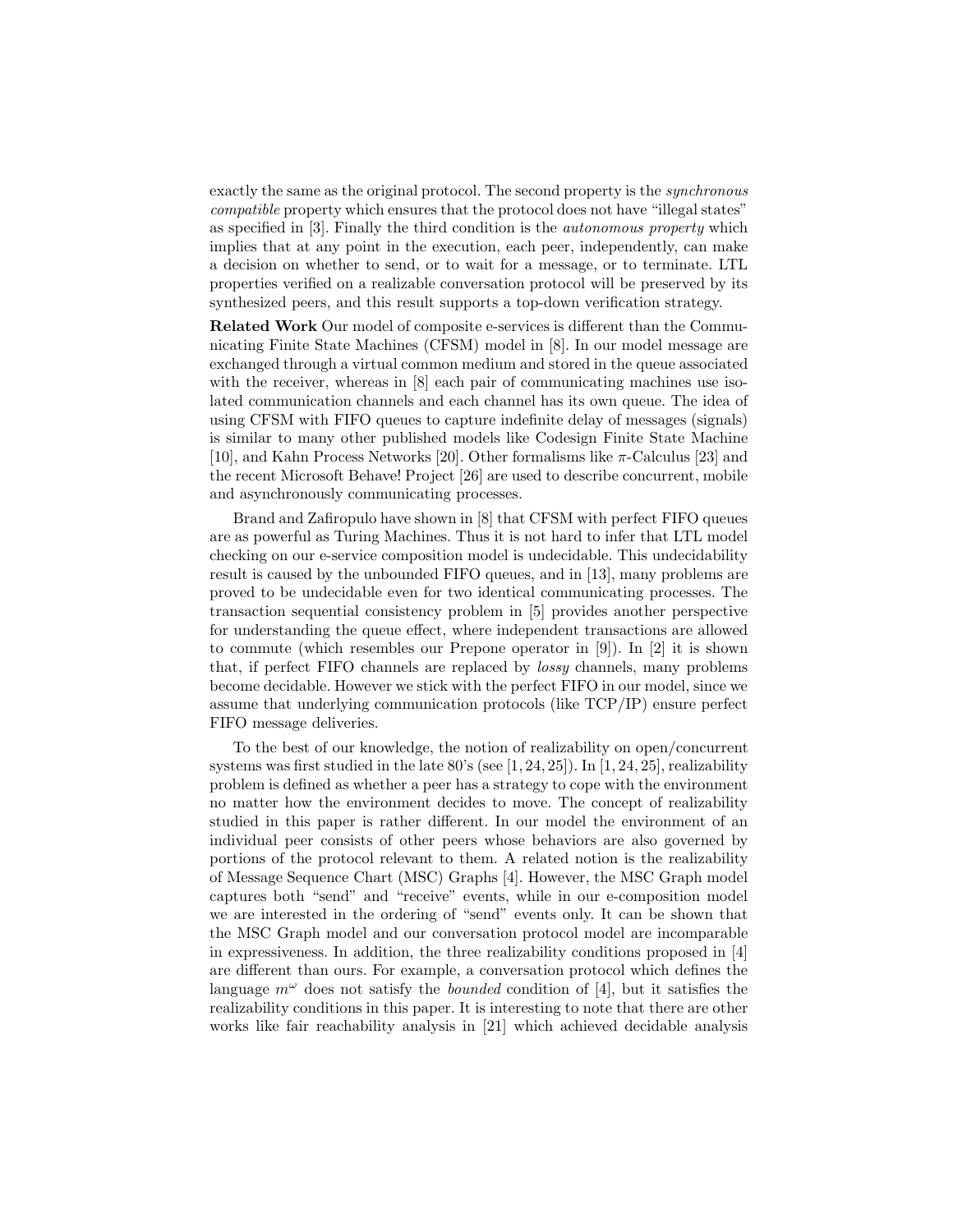exactly the same as the original protocol. The second property is the *synchronous compatible* property which ensures that the protocol does not have "illegal states" as specified in [3]. Finally the third condition is the *autonomous property* which implies that at any point in the execution, each peer, independently, can make a decision on whether to send, or to wait for a message, or to terminate. LTL properties verified on a realizable conversation protocol will be preserved by its synthesized peers, and this result supports a top-down verification strategy.

**Related Work** Our model of composite e-services is different than the Communicating Finite State Machines (CFSM) model in [8]. In our model message are exchanged through a virtual common medium and stored in the queue associated with the receiver, whereas in [8] each pair of communicating machines use isolated communication channels and each channel has its own queue. The idea of using CFSM with FIFO queues to capture indefinite delay of messages (signals) is similar to many other published models like Codesign Finite State Machine [10], and Kahn Process Networks [20]. Other formalisms like $\pi$-Calculus [23] and the recent Microsoft Behave! Project [26] are used to describe concurrent, mobile and asynchronously communicating processes.

Brand and Zafiropulo have shown in [8] that CFSM with perfect FIFO queues are as powerful as Turing Machines. Thus it is not hard to infer that LTL model checking on our e-service composition model is undecidable. This undecidability result is caused by the unbounded FIFO queues, and in [13], many problems are proved to be undecidable even for two identical communicating processes. The transaction sequential consistency problem in [5] provides another perspective for understanding the queue effect, where independent transactions are allowed to commute (which resembles our Prepone operator in [9]). In [2] it is shown that, if perfect FIFO channels are replaced by *lossy* channels, many problems become decidable. However we stick with the perfect FIFO in our model, since we assume that underlying communication protocols (like TCP/IP) ensure perfect FIFO message deliveries.

To the best of our knowledge, the notion of realizability on open/concurrent systems was first studied in the late 80's (see [1, 24, 25]). In [1, 24, 25], realizability problem is defined as whether a peer has a strategy to cope with the environment no matter how the environment decides to move. The concept of realizability studied in this paper is rather different. In our model the environment of an individual peer consists of other peers whose behaviors are also governed by portions of the protocol relevant to them. A related notion is the realizability of Message Sequence Chart (MSC) Graphs [4]. However, the MSC Graph model captures both "send" and "receive" events, while in our e-composition model we are interested in the ordering of "send" events only. It can be shown that the MSC Graph model and our conversation protocol model are incomparable in expressiveness. In addition, the three realizability conditions proposed in [4] are different than ours. For example, a conversation protocol which defines the language $m^\omega$ does not satisfy the *bounded* condition of [4], but it satisfies the realizability conditions in this paper. It is interesting to note that there are other works like fair reachability analysis in [21] which achieved decidable analysis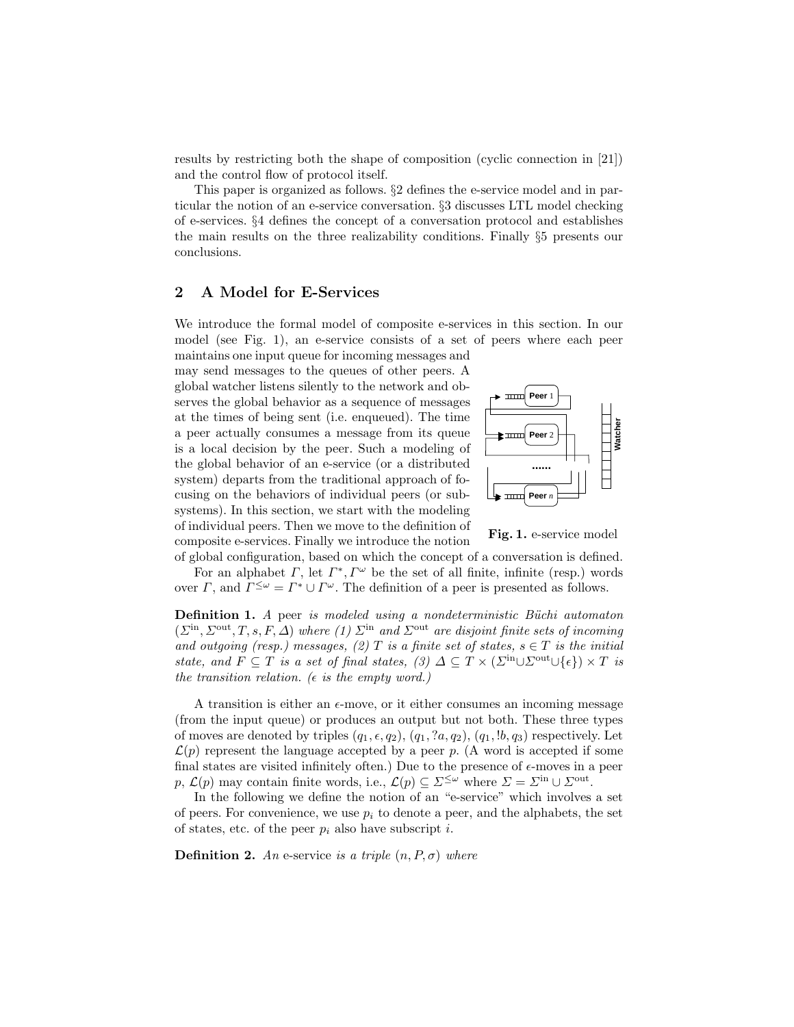results by restricting both the shape of composition (cyclic connection in [21]) and the control flow of protocol itself.

This paper is organized as follows. §2 defines the e-service model and in particular the notion of an e-service conversation. §3 discusses LTL model checking of e-services. §4 defines the concept of a conversation protocol and establishes the main results on the three realizability conditions. Finally §5 presents our conclusions.

## 2 A Model for E-Services

We introduce the formal model of composite e-services in this section. In our model (see Fig. 1), an e-service consists of a set of peers where each peer maintains one input queue for incoming messages and may send messages to the queues of other peers. A global watcher listens silently to the network and observes the global behavior as a sequence of messages at the times of being sent (i.e. enqueued). The time a peer actually consumes a message from its queue is a local decision by the peer. Such a modeling of the global behavior of an e-service (or a distributed system) departs from the traditional approach of focusing on the behaviors of individual peers (or subsystems). In this section, we start with the modeling of individual peers. Then we move to the definition of composite e-services. Finally we introduce the notion of global configuration, based on which the concept of a conversation is defined.

**Fig. 1.** e-service model

For an alphabet $\Gamma$, let $\Gamma^*, \Gamma^\omega$ be the set of all finite, infinite (resp.) words over $\Gamma$, and $\Gamma^{\leq\omega} = \Gamma^* \cup \Gamma^\omega$. The definition of a peer is presented as follows.

**Definition 1.** *A* peer *is modeled using a nondeterministic Büchi automaton* $(\Sigma^{\text{in}}, \Sigma^{\text{out}}, T, s, F, \Delta)$ *where (1)* $\Sigma^{\text{in}}$ *and* $\Sigma^{\text{out}}$ *are disjoint finite sets of incoming and outgoing (resp.) messages, (2)* $T$ *is a finite set of states,* $s \in T$ *is the initial state, and* $F \subseteq T$ *is a set of final states, (3)* $\Delta \subseteq T \times (\Sigma^{\text{in}} \cup \Sigma^{\text{out}} \cup \{\epsilon\}) \times T$ *is the transition relation. (*$\epsilon$ *is the empty word.)*

A transition is either an $\epsilon$-move, or it either consumes an incoming message (from the input queue) or produces an output but not both. These three types of moves are denoted by triples $(q_1, \epsilon, q_2)$, $(q_1, ?a, q_2)$, $(q_1, !b, q_3)$ respectively. Let $\mathcal{L}(p)$ represent the language accepted by a peer $p$. (A word is accepted if some final states are visited infinitely often.) Due to the presence of $\epsilon$-moves in a peer $p$, $\mathcal{L}(p)$ may contain finite words, i.e., $\mathcal{L}(p) \subseteq \Sigma^{\leq\omega}$ where $\Sigma = \Sigma^{\text{in}} \cup \Sigma^{\text{out}}$.

In the following we define the notion of an "e-service" which involves a set of peers. For convenience, we use $p_i$ to denote a peer, and the alphabets, the set of states, etc. of the peer $p_i$ also have subscript $i$.

**Definition 2.** *An* e-service *is a triple* $(n, P, \sigma)$ *where*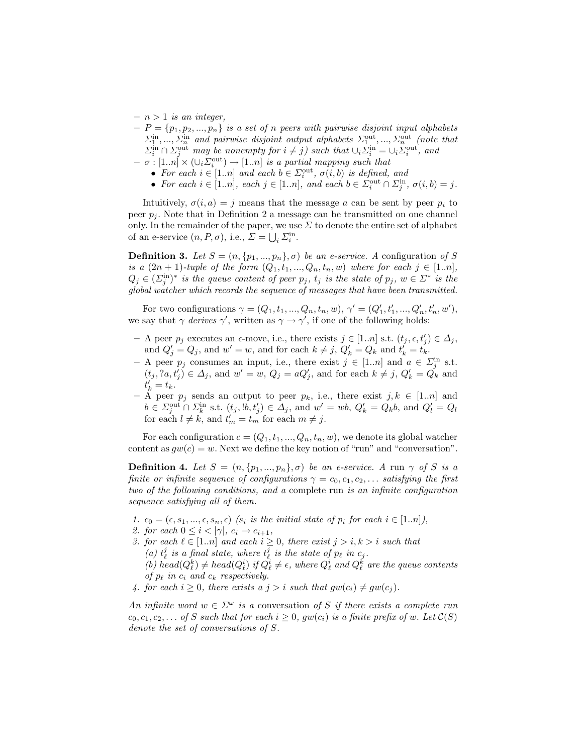- $n > 1$ *is an integer,*
- $P = \{p_1, p_2, ..., p_n\}$ *is a set of* $n$ *peers with pairwise disjoint input alphabets* $\Sigma_1^{\text{in}}, ..., \Sigma_n^{\text{in}}$ *and pairwise disjoint output alphabets* $\Sigma_1^{\text{out}}, ..., \Sigma_n^{\text{out}}$ *(note that* $\Sigma_i^{\text{in}} \cap \Sigma_j^{\text{out}}$ *may be nonempty for* $i \neq j$*) such that* $\cup_i \Sigma_i^{\text{in}} = \cup_i \Sigma_i^{\text{out}}$*, and*
- $\sigma : [1..n] \times (\cup_i \Sigma_i^{\text{out}}) \to [1..n]$ *is a partial mapping such that*
  - *For each* $i \in [1..n]$ *and each* $b \in \Sigma_i^{\text{out}}$*,* $\sigma(i, b)$ *is defined, and*
  - *For each* $i \in [1..n]$*, each* $j \in [1..n]$*, and each* $b \in \Sigma_i^{\text{out}} \cap \Sigma_j^{\text{in}}$*,* $\sigma(i, b) = j$*.*

Intuitively, $\sigma(i, a) = j$ means that the message $a$ can be sent by peer $p_i$ to peer $p_j$. Note that in Definition 2 a message can be transmitted on one channel only. In the remainder of the paper, we use $\Sigma$ to denote the entire set of alphabet of an e-service $(n, P, \sigma)$, i.e., $\Sigma = \bigcup_i \Sigma_i^{\text{in}}$.

**Definition 3.** *Let* $S = (n, \{p_1, ..., p_n\}, \sigma)$ *be an e-service. A* configuration *of* $S$ *is a* $(2n+1)$*-tuple of the form* $(Q_1, t_1, ..., Q_n, t_n, w)$ *where for each* $j \in [1..n]$*,* $Q_j \in (\Sigma_j^{\text{in}})^*$ *is the queue content of peer* $p_j$*,* $t_j$ *is the state of* $p_j$*,* $w \in \Sigma^*$ *is the global watcher which records the sequence of messages that have been transmitted.*

For two configurations $\gamma = (Q_1, t_1, ..., Q_n, t_n, w)$, $\gamma' = (Q'_1, t'_1, ..., Q'_n, t'_n, w')$, we say that $\gamma$ *derives* $\gamma'$, written as $\gamma \to \gamma'$, if one of the following holds:

- A peer $p_j$ executes an $\epsilon$-move, i.e., there exists $j \in [1..n]$ s.t. $(t_j, \epsilon, t'_j) \in \Delta_j$, and $Q'_j = Q_j$, and $w' = w$, and for each $k \neq j$, $Q'_k = Q_k$ and $t'_k = t_k$.
- A peer $p_j$ consumes an input, i.e., there exist $j \in [1..n]$ and $a \in \Sigma_j^{\text{in}}$ s.t. $(t_j, ?a, t'_j) \in \Delta_j$, and $w' = w$, $Q_j = aQ'_j$, and for each $k \neq j$, $Q'_k = Q_k$ and $t'_k = t_k$.
- A peer $p_j$ sends an output to peer $p_k$, i.e., there exist $j, k \in [1..n]$ and $b \in \Sigma_j^{\text{out}} \cap \Sigma_k^{\text{in}}$ s.t. $(t_j, !b, t'_j) \in \Delta_j$, and $w' = wb$, $Q'_k = Q_k b$, and $Q'_l = Q_l$ for each $l \neq k$, and $t'_m = t_m$ for each $m \neq j$.

For each configuration $c = (Q_1, t_1, ..., Q_n, t_n, w)$, we denote its global watcher content as $gw(c) = w$. Next we define the key notion of "run" and "conversation".

**Definition 4.** *Let* $S = (n, \{p_1, ..., p_n\}, \sigma)$ *be an e-service. A* run $\gamma$ *of* $S$ *is a finite or infinite sequence of configurations* $\gamma = c_0, c_1, c_2, \ldots$ *satisfying the first two of the following conditions, and a* complete run *is an infinite configuration sequence satisfying all of them.*

1. $c_0 = (\epsilon, s_1, ..., \epsilon, s_n, \epsilon)$ *(*$s_i$ *is the initial state of* $p_i$ *for each* $i \in [1..n]$*),*
2. *for each* $0 \leq i < |\gamma|$*,* $c_i \to c_{i+1}$*,*
3. *for each* $\ell \in [1..n]$ *and each* $i \geq 0$*, there exist* $j > i, k > i$ *such that*
   *(a)* $t_\ell^j$ *is a final state, where* $t_\ell^j$ *is the state of* $p_\ell$ *in* $c_j$*.*
   *(b)* $head(Q_\ell^k) \neq head(Q_\ell^i)$ *if* $Q_\ell^i \neq \epsilon$*, where* $Q_\ell^i$ *and* $Q_\ell^k$ *are the queue contents of* $p_\ell$ *in* $c_i$ *and* $c_k$ *respectively.*
4. *for each* $i \geq 0$*, there exists a* $j > i$ *such that* $gw(c_i) \neq gw(c_j)$*.*

*An infinite word* $w \in \Sigma^\omega$ *is a* conversation *of* $S$ *if there exists a complete run* $c_0, c_1, c_2, \ldots$ *of* $S$ *such that for each* $i \geq 0$*,* $gw(c_i)$ *is a finite prefix of* $w$*. Let* $\mathcal{C}(S)$ *denote the set of conversations of* $S$*.*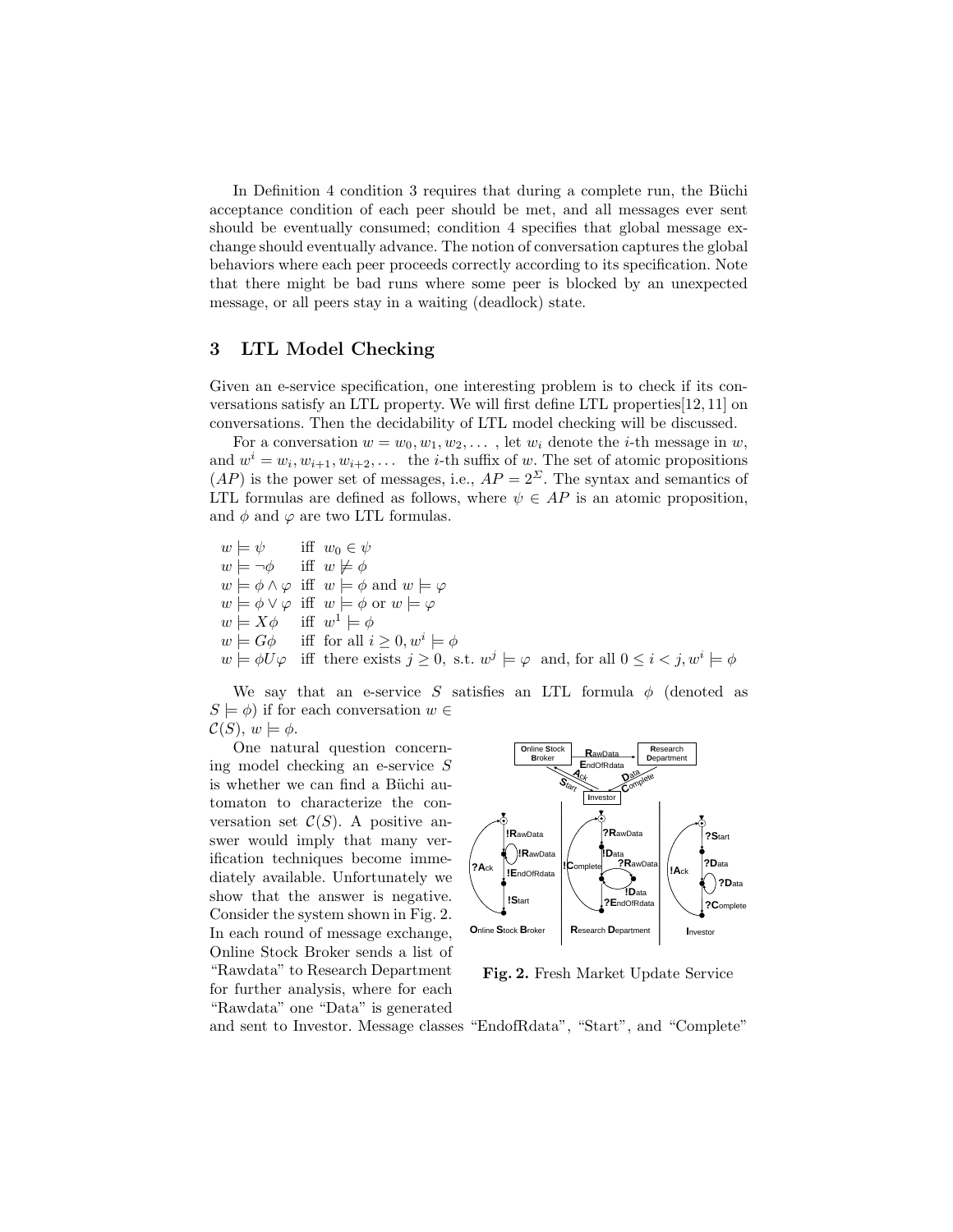In Definition 4 condition 3 requires that during a complete run, the Büchi acceptance condition of each peer should be met, and all messages ever sent should be eventually consumed; condition 4 specifies that global message exchange should eventually advance. The notion of conversation captures the global behaviors where each peer proceeds correctly according to its specification. Note that there might be bad runs where some peer is blocked by an unexpected message, or all peers stay in a waiting (deadlock) state.

## 3 LTL Model Checking

Given an e-service specification, one interesting problem is to check if its conversations satisfy an LTL property. We will first define LTL properties[12, 11] on conversations. Then the decidability of LTL model checking will be discussed.

For a conversation $w = w_0, w_1, w_2, \dots$ , let $w_i$ denote the $i$-th message in $w$, and $w^i = w_i, w_{i+1}, w_{i+2}, \dots$ the $i$-th suffix of $w$. The set of atomic propositions ($AP$) is the power set of messages, i.e., $AP = 2^{\Sigma}$. The syntax and semantics of LTL formulas are defined as follows, where $\psi \in AP$ is an atomic proposition, and $\phi$ and $\varphi$ are two LTL formulas.

$$
\begin{array}{lll}
w \models \psi & \text{iff} & w_0 \in \psi \\
w \models \neg\phi & \text{iff} & w \not\models \phi \\
w \models \phi \wedge \varphi & \text{iff} & w \models \phi \text{ and } w \models \varphi \\
w \models \phi \vee \varphi & \text{iff} & w \models \phi \text{ or } w \models \varphi \\
w \models X\phi & \text{iff} & w^1 \models \phi \\
w \models G\phi & \text{iff} & \text{for all } i \geq 0, w^i \models \phi \\
w \models \phi U \varphi & \text{iff} & \text{there exists } j \geq 0, \text{ s.t. } w^j \models \varphi \text{ and, for all } 0 \leq i < j, w^i \models \phi
\end{array}
$$

We say that an e-service $S$ satisfies an LTL formula $\phi$ (denoted as $S \models \phi$) if for each conversation $w \in \mathcal{C}(S)$, $w \models \phi$.

One natural question concerning model checking an e-service $S$ is whether we can find a Büchi automaton to characterize the conversation set $\mathcal{C}(S)$. A positive answer would imply that many verification techniques become immediately available. Unfortunately we show that the answer is negative. Consider the system shown in Fig. 2. In each round of message exchange, Online Stock Broker sends a list of "Rawdata" to Research Department for further analysis, where for each "Rawdata" one "Data" is generated and sent to Investor. Message classes "EndofRdata", "Start", and "Complete"

**Fig. 2.** Fresh Market Update Service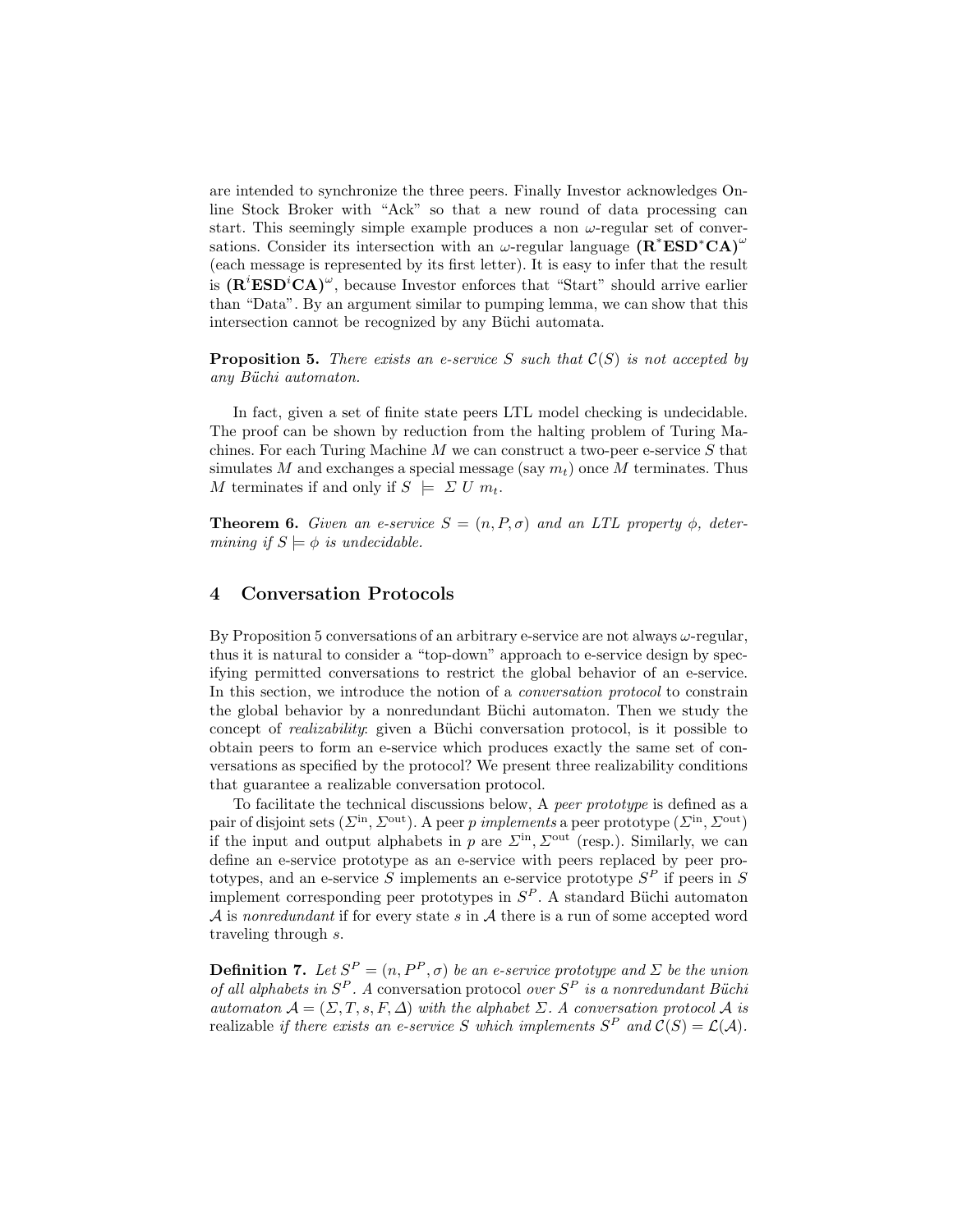are intended to synchronize the three peers. Finally Investor acknowledges Online Stock Broker with "Ack" so that a new round of data processing can start. This seemingly simple example produces a non $\omega$-regular set of conversations. Consider its intersection with an $\omega$-regular language $(\mathbf{R}^*\mathbf{ESD}^*\mathbf{CA})^\omega$ (each message is represented by its first letter). It is easy to infer that the result is $(\mathbf{R}^i\mathbf{ESD}^i\mathbf{CA})^\omega$, because Investor enforces that "Start" should arrive earlier than "Data". By an argument similar to pumping lemma, we can show that this intersection cannot be recognized by any Büchi automata.

**Proposition 5.** *There exists an e-service $S$ such that $\mathcal{C}(S)$ is not accepted by any Büchi automaton.*

In fact, given a set of finite state peers LTL model checking is undecidable. The proof can be shown by reduction from the halting problem of Turing Machines. For each Turing Machine $M$ we can construct a two-peer e-service $S$ that simulates $M$ and exchanges a special message (say $m_t$) once $M$ terminates. Thus $M$ terminates if and only if $S \models \Sigma\ U\ m_t$.

**Theorem 6.** *Given an e-service $S = (n, P, \sigma)$ and an LTL property $\phi$, determining if $S \models \phi$ is undecidable.*

## 4 Conversation Protocols

By Proposition 5 conversations of an arbitrary e-service are not always $\omega$-regular, thus it is natural to consider a "top-down" approach to e-service design by specifying permitted conversations to restrict the global behavior of an e-service. In this section, we introduce the notion of a *conversation protocol* to constrain the global behavior by a nonredundant Büchi automaton. Then we study the concept of *realizability*: given a Büchi conversation protocol, is it possible to obtain peers to form an e-service which produces exactly the same set of conversations as specified by the protocol? We present three realizability conditions that guarantee a realizable conversation protocol.

To facilitate the technical discussions below, A *peer prototype* is defined as a pair of disjoint sets $(\Sigma^{\text{in}}, \Sigma^{\text{out}})$. A peer $p$ *implements* a peer prototype $(\Sigma^{\text{in}}, \Sigma^{\text{out}})$ if the input and output alphabets in $p$ are $\Sigma^{\text{in}}, \Sigma^{\text{out}}$ (resp.). Similarly, we can define an e-service prototype as an e-service with peers replaced by peer prototypes, and an e-service $S$ implements an e-service prototype $S^P$ if peers in $S$ implement corresponding peer prototypes in $S^P$. A standard Büchi automaton $\mathcal{A}$ is *nonredundant* if for every state $s$ in $\mathcal{A}$ there is a run of some accepted word traveling through $s$.

**Definition 7.** *Let $S^P = (n, P^P, \sigma)$ be an e-service prototype and $\Sigma$ be the union of all alphabets in $S^P$. A* conversation protocol *over $S^P$ is a nonredundant Büchi automaton $\mathcal{A} = (\Sigma, T, s, F, \Delta)$ with the alphabet $\Sigma$. A conversation protocol $\mathcal{A}$ is* realizable *if there exists an e-service $S$ which implements $S^P$ and $\mathcal{C}(S) = \mathcal{L}(\mathcal{A})$.*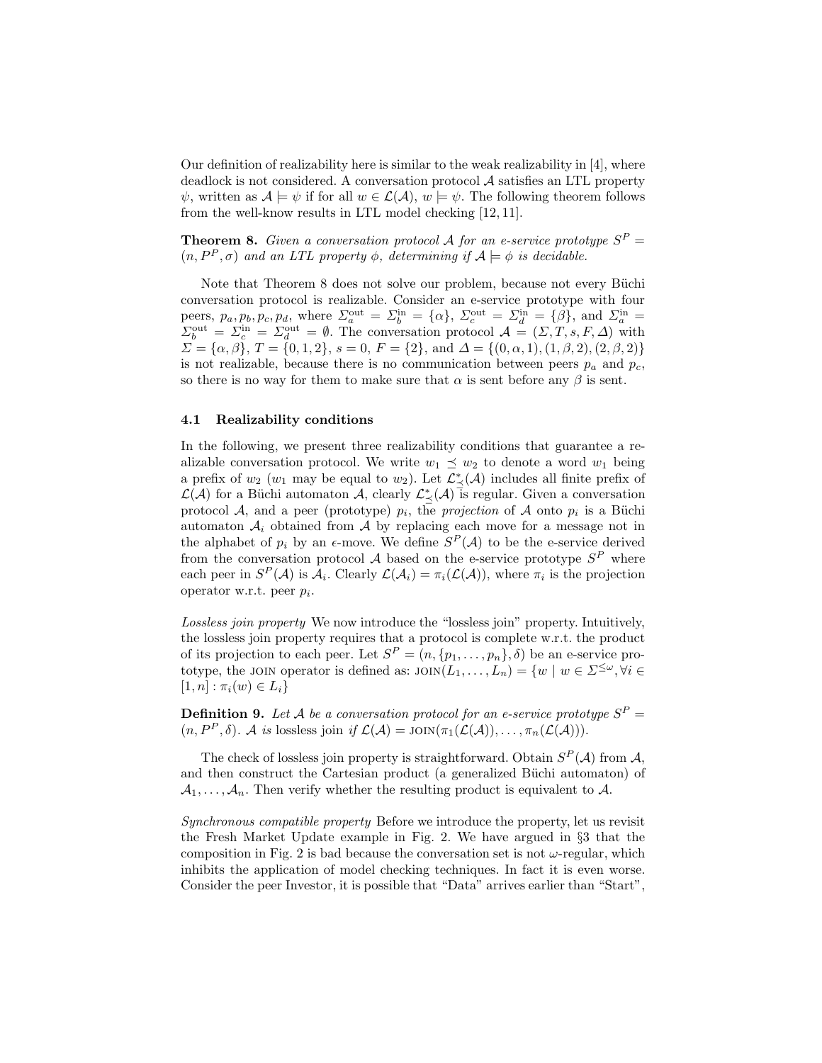Our definition of realizability here is similar to the weak realizability in [4], where deadlock is not considered. A conversation protocol $\mathcal{A}$ satisfies an LTL property $\psi$, written as $\mathcal{A} \models \psi$ if for all $w \in \mathcal{L}(\mathcal{A})$, $w \models \psi$. The following theorem follows from the well-know results in LTL model checking [12, 11].

**Theorem 8.** *Given a conversation protocol $\mathcal{A}$ for an e-service prototype $S^P = (n, P^P, \sigma)$ and an LTL property $\phi$, determining if $\mathcal{A} \models \phi$ is decidable.*

Note that Theorem 8 does not solve our problem, because not every Büchi conversation protocol is realizable. Consider an e-service prototype with four peers, $p_a, p_b, p_c, p_d$, where $\Sigma_a^{\text{out}} = \Sigma_b^{\text{in}} = \{\alpha\}$, $\Sigma_c^{\text{out}} = \Sigma_d^{\text{in}} = \{\beta\}$, and $\Sigma_a^{\text{in}} = \Sigma_b^{\text{out}} = \Sigma_c^{\text{in}} = \Sigma_d^{\text{out}} = \emptyset$. The conversation protocol $\mathcal{A} = (\Sigma, T, s, F, \Delta)$ with $\Sigma = \{\alpha, \beta\}$, $T = \{0, 1, 2\}$, $s = 0$, $F = \{2\}$, and $\Delta = \{(0, \alpha, 1), (1, \beta, 2), (2, \beta, 2)\}$ is not realizable, because there is no communication between peers $p_a$ and $p_c$, so there is no way for them to make sure that $\alpha$ is sent before any $\beta$ is sent.

### 4.1 Realizability conditions

In the following, we present three realizability conditions that guarantee a realizable conversation protocol. We write $w_1 \preceq w_2$ to denote a word $w_1$ being a prefix of $w_2$ ($w_1$ may be equal to $w_2$). Let $\mathcal{L}^*_{\preceq}(\mathcal{A})$ includes all finite prefix of $\mathcal{L}(\mathcal{A})$ for a Büchi automaton $\mathcal{A}$, clearly $\mathcal{L}^*_{\preceq}(\mathcal{A})$ is regular. Given a conversation protocol $\mathcal{A}$, and a peer (prototype) $p_i$, the *projection* of $\mathcal{A}$ onto $p_i$ is a Büchi automaton $\mathcal{A}_i$ obtained from $\mathcal{A}$ by replacing each move for a message not in the alphabet of $p_i$ by an $\epsilon$-move. We define $S^P(\mathcal{A})$ to be the e-service derived from the conversation protocol $\mathcal{A}$ based on the e-service prototype $S^P$ where each peer in $S^P(\mathcal{A})$ is $\mathcal{A}_i$. Clearly $\mathcal{L}(\mathcal{A}_i) = \pi_i(\mathcal{L}(\mathcal{A}))$, where $\pi_i$ is the projection operator w.r.t. peer $p_i$.

*Lossless join property* We now introduce the "lossless join" property. Intuitively, the lossless join property requires that a protocol is complete w.r.t. the product of its projection to each peer. Let $S^P = (n, \{p_1, \ldots, p_n\}, \delta)$ be an e-service prototype, the JOIN operator is defined as: $\text{JOIN}(L_1, \ldots, L_n) = \{w \mid w \in \Sigma^{\leq \omega}, \forall i \in [1, n] : \pi_i(w) \in L_i\}$

**Definition 9.** *Let $\mathcal{A}$ be a conversation protocol for an e-service prototype $S^P = (n, P^P, \delta)$. $\mathcal{A}$ is* lossless join *if $\mathcal{L}(\mathcal{A}) = \text{JOIN}(\pi_1(\mathcal{L}(\mathcal{A})), \ldots, \pi_n(\mathcal{L}(\mathcal{A})))$.*

The check of lossless join property is straightforward. Obtain $S^P(\mathcal{A})$ from $\mathcal{A}$, and then construct the Cartesian product (a generalized Büchi automaton) of $\mathcal{A}_1, \ldots, \mathcal{A}_n$. Then verify whether the resulting product is equivalent to $\mathcal{A}$.

*Synchronous compatible property* Before we introduce the property, let us revisit the Fresh Market Update example in Fig. 2. We have argued in §3 that the composition in Fig. 2 is bad because the conversation set is not $\omega$-regular, which inhibits the application of model checking techniques. In fact it is even worse. Consider the peer Investor, it is possible that "Data" arrives earlier than "Start",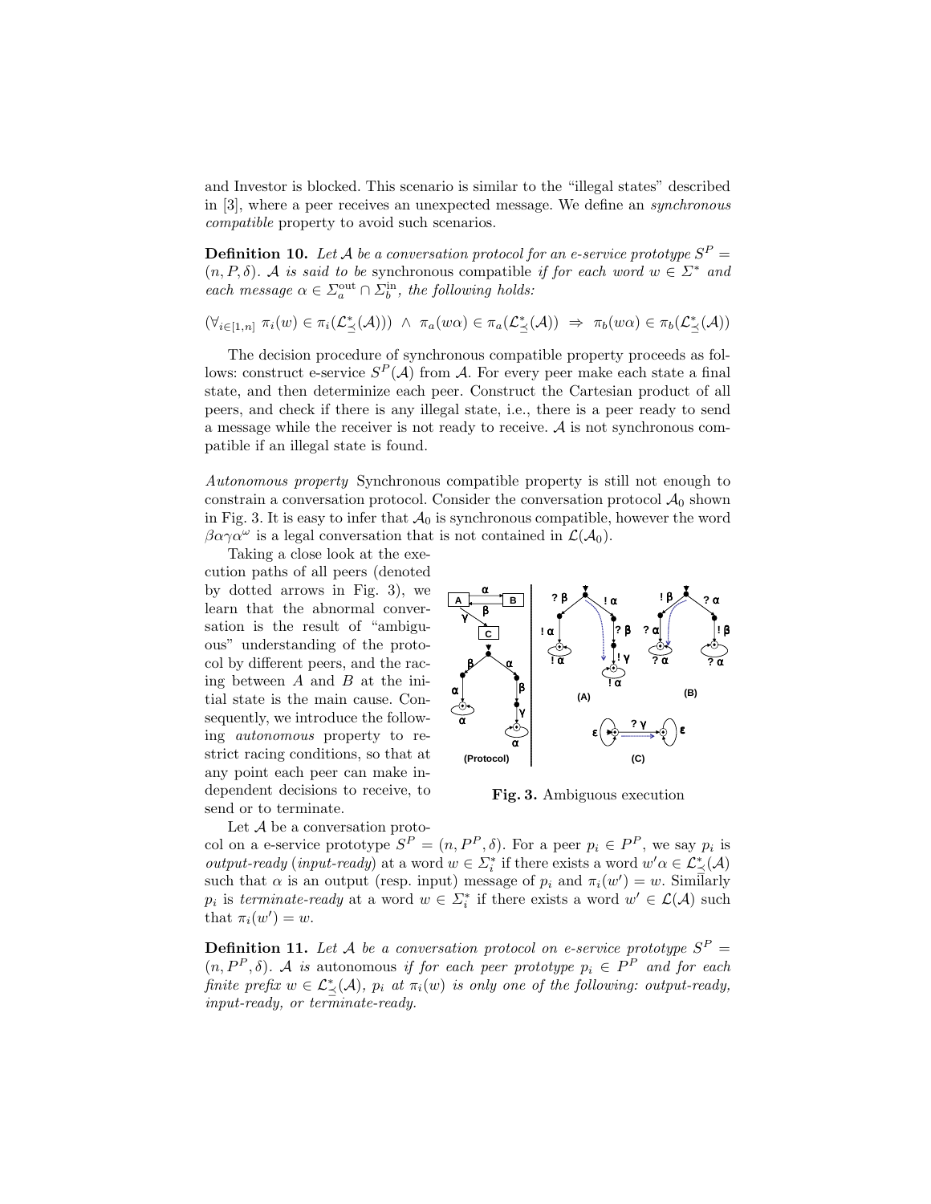and Investor is blocked. This scenario is similar to the "illegal states" described in [3], where a peer receives an unexpected message. We define an *synchronous compatible* property to avoid such scenarios.

**Definition 10.** *Let $\mathcal{A}$ be a conversation protocol for an e-service prototype $S^P = (n, P, \delta)$. $\mathcal{A}$ is said to be* synchronous compatible *if for each word $w \in \Sigma^*$ and each message $\alpha \in \Sigma_a^{\text{out}} \cap \Sigma_b^{\text{in}}$, the following holds:*

$$(\forall_{i\in[1,n]}\ \pi_i(w) \in \pi_i(\mathcal{L}^*_{\preceq}(\mathcal{A}))) \ \wedge\ \pi_a(w\alpha) \in \pi_a(\mathcal{L}^*_{\preceq}(\mathcal{A})) \ \Rightarrow\ \pi_b(w\alpha) \in \pi_b(\mathcal{L}^*_{\preceq}(\mathcal{A}))$$

The decision procedure of synchronous compatible property proceeds as follows: construct e-service $S^P(\mathcal{A})$ from $\mathcal{A}$. For every peer make each state a final state, and then determinize each peer. Construct the Cartesian product of all peers, and check if there is any illegal state, i.e., there is a peer ready to send a message while the receiver is not ready to receive. $\mathcal{A}$ is not synchronous compatible if an illegal state is found.

*Autonomous property* Synchronous compatible property is still not enough to constrain a conversation protocol. Consider the conversation protocol $\mathcal{A}_0$ shown in Fig. 3. It is easy to infer that $\mathcal{A}_0$ is synchronous compatible, however the word $\beta\alpha\gamma\alpha^\omega$ is a legal conversation that is not contained in $\mathcal{L}(\mathcal{A}_0)$.

Taking a close look at the execution paths of all peers (denoted by dotted arrows in Fig. 3), we learn that the abnormal conversation is the result of "ambiguous" understanding of the protocol by different peers, and the racing between $A$ and $B$ at the initial state is the main cause. Consequently, we introduce the following *autonomous* property to restrict racing conditions, so that at any point each peer can make independent decisions to receive, to send or to terminate.

**Fig. 3.** Ambiguous execution

Let $\mathcal{A}$ be a conversation protocol on a e-service prototype $S^P = (n, P^P, \delta)$. For a peer $p_i \in P^P$, we say $p_i$ is *output-ready* (*input-ready*) at a word $w \in \Sigma_i^*$ if there exists a word $w'\alpha \in \mathcal{L}^*_{\preceq}(\mathcal{A})$ such that $\alpha$ is an output (resp. input) message of $p_i$ and $\pi_i(w') = w$. Similarly $p_i$ is *terminate-ready* at a word $w \in \Sigma_i^*$ if there exists a word $w' \in \mathcal{L}(\mathcal{A})$ such that $\pi_i(w') = w$.

**Definition 11.** *Let $\mathcal{A}$ be a conversation protocol on e-service prototype $S^P = (n, P^P, \delta)$. $\mathcal{A}$ is* autonomous *if for each peer prototype $p_i \in P^P$ and for each finite prefix $w \in \mathcal{L}^*_{\preceq}(\mathcal{A})$, $p_i$ at $\pi_i(w)$ is only one of the following: output-ready, input-ready, or terminate-ready.*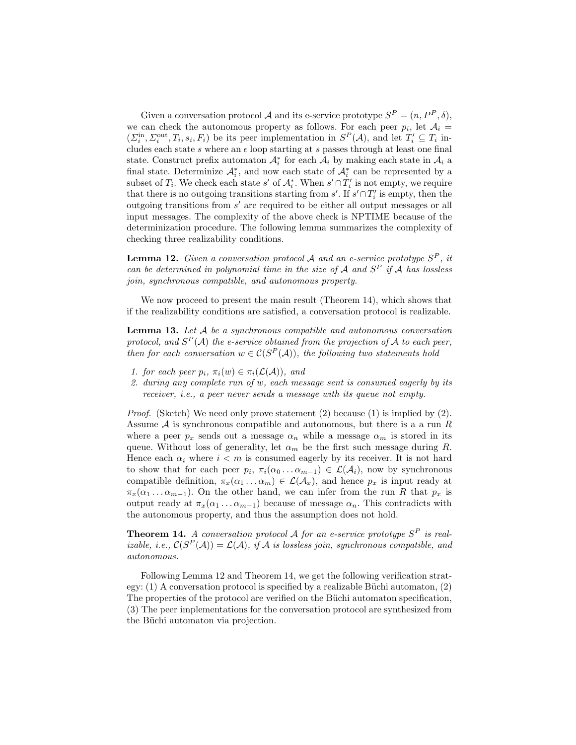Given a conversation protocol $\mathcal{A}$ and its e-service prototype $S^P = (n, P^P, \delta)$, we can check the autonomous property as follows. For each peer $p_i$, let $\mathcal{A}_i = (\Sigma_i^{\text{in}}, \Sigma_i^{\text{out}}, T_i, s_i, F_i)$ be its peer implementation in $S^P(\mathcal{A})$, and let $T_i' \subseteq T_i$ includes each state $s$ where an $\epsilon$ loop starting at $s$ passes through at least one final state. Construct prefix automaton $\mathcal{A}_i^*$ for each $\mathcal{A}_i$ by making each state in $\mathcal{A}_i$ a final state. Determinize $\mathcal{A}_i^*$, and now each state of $\mathcal{A}_i^*$ can be represented by a subset of $T_i$. We check each state $s'$ of $\mathcal{A}_i^*$. When $s' \cap T_i'$ is not empty, we require that there is no outgoing transitions starting from $s'$. If $s' \cap T_i'$ is empty, then the outgoing transitions from $s'$ are required to be either all output messages or all input messages. The complexity of the above check is NPTIME because of the determinization procedure. The following lemma summarizes the complexity of checking three realizability conditions.

**Lemma 12.** *Given a conversation protocol $\mathcal{A}$ and an e-service prototype $S^P$, it can be determined in polynomial time in the size of $\mathcal{A}$ and $S^P$ if $\mathcal{A}$ has lossless join, synchronous compatible, and autonomous property.*

We now proceed to present the main result (Theorem 14), which shows that if the realizability conditions are satisfied, a conversation protocol is realizable.

**Lemma 13.** *Let $\mathcal{A}$ be a synchronous compatible and autonomous conversation protocol, and $S^P(\mathcal{A})$ the e-service obtained from the projection of $\mathcal{A}$ to each peer, then for each conversation $w \in \mathcal{C}(S^P(\mathcal{A}))$, the following two statements hold*

1. *for each peer $p_i$, $\pi_i(w) \in \pi_i(\mathcal{L}(\mathcal{A}))$, and*
2. *during any complete run of $w$, each message sent is consumed eagerly by its receiver, i.e., a peer never sends a message with its queue not empty.*

*Proof.* (Sketch) We need only prove statement (2) because (1) is implied by (2). Assume $\mathcal{A}$ is synchronous compatible and autonomous, but there is a a run $R$ where a peer $p_x$ sends out a message $\alpha_n$ while a message $\alpha_m$ is stored in its queue. Without loss of generality, let $\alpha_m$ be the first such message during $R$. Hence each $\alpha_i$ where $i < m$ is consumed eagerly by its receiver. It is not hard to show that for each peer $p_i$, $\pi_i(\alpha_0 \dots \alpha_{m-1}) \in \mathcal{L}(\mathcal{A}_i)$, now by synchronous compatible definition, $\pi_x(\alpha_1 \dots \alpha_m) \in \mathcal{L}(\mathcal{A}_x)$, and hence $p_x$ is input ready at $\pi_x(\alpha_1 \dots \alpha_{m-1})$. On the other hand, we can infer from the run $R$ that $p_x$ is output ready at $\pi_x(\alpha_1 \dots \alpha_{m-1})$ because of message $\alpha_n$. This contradicts with the autonomous property, and thus the assumption does not hold.

**Theorem 14.** *A conversation protocol $\mathcal{A}$ for an e-service prototype $S^P$ is realizable, i.e., $\mathcal{C}(S^P(\mathcal{A})) = \mathcal{L}(\mathcal{A})$, if $\mathcal{A}$ is lossless join, synchronous compatible, and autonomous.*

Following Lemma 12 and Theorem 14, we get the following verification strategy: (1) A conversation protocol is specified by a realizable Büchi automaton, (2) The properties of the protocol are verified on the Büchi automaton specification, (3) The peer implementations for the conversation protocol are synthesized from the Büchi automaton via projection.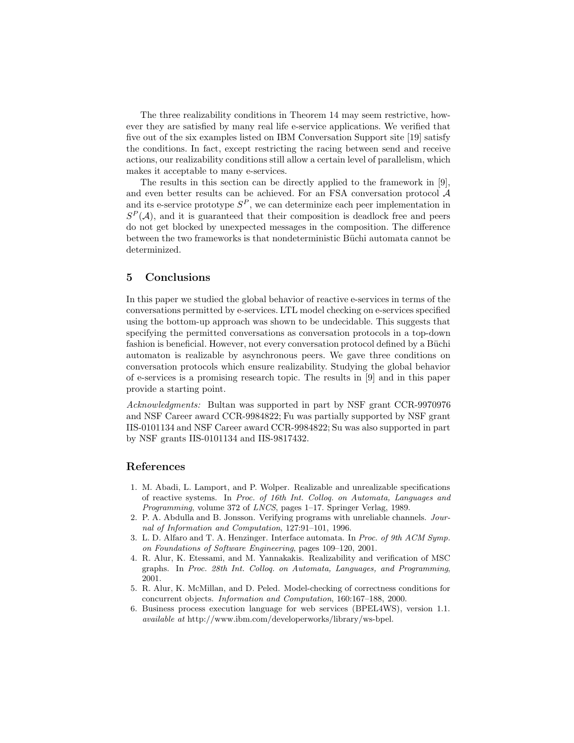The three realizability conditions in Theorem 14 may seem restrictive, however they are satisfied by many real life e-service applications. We verified that five out of the six examples listed on IBM Conversation Support site [19] satisfy the conditions. In fact, except restricting the racing between send and receive actions, our realizability conditions still allow a certain level of parallelism, which makes it acceptable to many e-services.

The results in this section can be directly applied to the framework in [9], and even better results can be achieved. For an FSA conversation protocol $\mathcal{A}$ and its e-service prototype $S^P$, we can determinize each peer implementation in $S^P(\mathcal{A})$, and it is guaranteed that their composition is deadlock free and peers do not get blocked by unexpected messages in the composition. The difference between the two frameworks is that nondeterministic Büchi automata cannot be determinized.

## 5 Conclusions

In this paper we studied the global behavior of reactive e-services in terms of the conversations permitted by e-services. LTL model checking on e-services specified using the bottom-up approach was shown to be undecidable. This suggests that specifying the permitted conversations as conversation protocols in a top-down fashion is beneficial. However, not every conversation protocol defined by a Büchi automaton is realizable by asynchronous peers. We gave three conditions on conversation protocols which ensure realizability. Studying the global behavior of e-services is a promising research topic. The results in [9] and in this paper provide a starting point.

*Acknowledgments:* Bultan was supported in part by NSF grant CCR-9970976 and NSF Career award CCR-9984822; Fu was partially supported by NSF grant IIS-0101134 and NSF Career award CCR-9984822; Su was also supported in part by NSF grants IIS-0101134 and IIS-9817432.

## References

1. M. Abadi, L. Lamport, and P. Wolper. Realizable and unrealizable specifications of reactive systems. In *Proc. of 16th Int. Colloq. on Automata, Languages and Programming*, volume 372 of *LNCS*, pages 1–17. Springer Verlag, 1989.
2. P. A. Abdulla and B. Jonsson. Verifying programs with unreliable channels. *Journal of Information and Computation*, 127:91–101, 1996.
3. L. D. Alfaro and T. A. Henzinger. Interface automata. In *Proc. of 9th ACM Symp. on Foundations of Software Engineering*, pages 109–120, 2001.
4. R. Alur, K. Etessami, and M. Yannakakis. Realizability and verification of MSC graphs. In *Proc. 28th Int. Colloq. on Automata, Languages, and Programming*, 2001.
5. R. Alur, K. McMillan, and D. Peled. Model-checking of correctness conditions for concurrent objects. *Information and Computation*, 160:167–188, 2000.
6. Business process execution language for web services (BPEL4WS), version 1.1. *available at* http://www.ibm.com/developerworks/library/ws-bpel.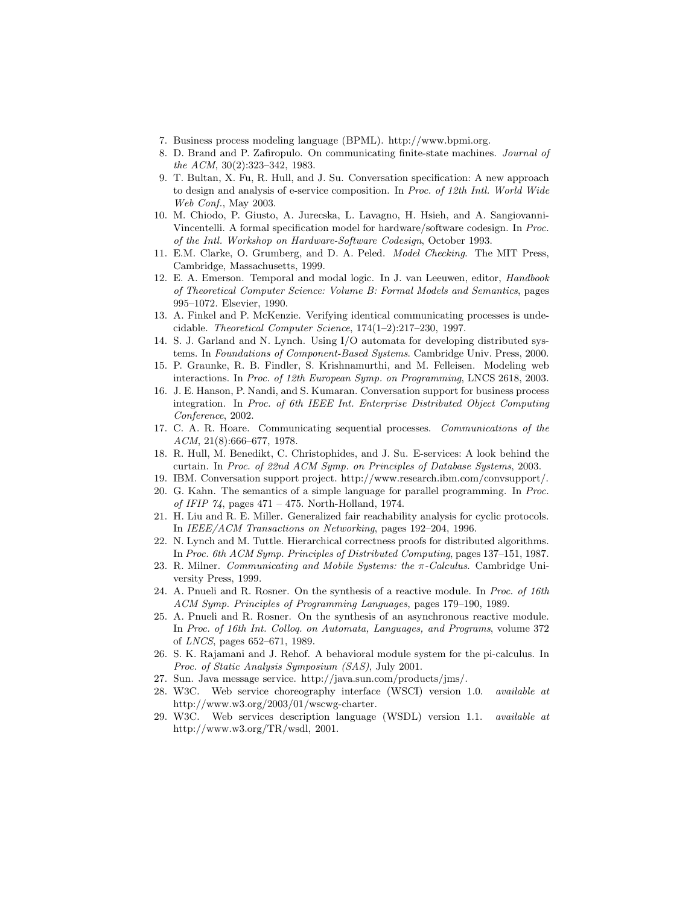7. Business process modeling language (BPML). http://www.bpmi.org.
8. D. Brand and P. Zafiropulo. On communicating finite-state machines. *Journal of the ACM*, 30(2):323–342, 1983.
9. T. Bultan, X. Fu, R. Hull, and J. Su. Conversation specification: A new approach to design and analysis of e-service composition. In *Proc. of 12th Intl. World Wide Web Conf.*, May 2003.
10. M. Chiodo, P. Giusto, A. Jurecska, L. Lavagno, H. Hsieh, and A. Sangiovanni-Vincentelli. A formal specification model for hardware/software codesign. In *Proc. of the Intl. Workshop on Hardware-Software Codesign*, October 1993.
11. E.M. Clarke, O. Grumberg, and D. A. Peled. *Model Checking*. The MIT Press, Cambridge, Massachusetts, 1999.
12. E. A. Emerson. Temporal and modal logic. In J. van Leeuwen, editor, *Handbook of Theoretical Computer Science: Volume B: Formal Models and Semantics*, pages 995–1072. Elsevier, 1990.
13. A. Finkel and P. McKenzie. Verifying identical communicating processes is undecidable. *Theoretical Computer Science*, 174(1–2):217–230, 1997.
14. S. J. Garland and N. Lynch. Using I/O automata for developing distributed systems. In *Foundations of Component-Based Systems*. Cambridge Univ. Press, 2000.
15. P. Graunke, R. B. Findler, S. Krishnamurthi, and M. Felleisen. Modeling web interactions. In *Proc. of 12th European Symp. on Programming*, LNCS 2618, 2003.
16. J. E. Hanson, P. Nandi, and S. Kumaran. Conversation support for business process integration. In *Proc. of 6th IEEE Int. Enterprise Distributed Object Computing Conference*, 2002.
17. C. A. R. Hoare. Communicating sequential processes. *Communications of the ACM*, 21(8):666–677, 1978.
18. R. Hull, M. Benedikt, C. Christophides, and J. Su. E-services: A look behind the curtain. In *Proc. of 22nd ACM Symp. on Principles of Database Systems*, 2003.
19. IBM. Conversation support project. http://www.research.ibm.com/convsupport/.
20. G. Kahn. The semantics of a simple language for parallel programming. In *Proc. of IFIP 74*, pages 471 – 475. North-Holland, 1974.
21. H. Liu and R. E. Miller. Generalized fair reachability analysis for cyclic protocols. In *IEEE/ACM Transactions on Networking*, pages 192–204, 1996.
22. N. Lynch and M. Tuttle. Hierarchical correctness proofs for distributed algorithms. In *Proc. 6th ACM Symp. Principles of Distributed Computing*, pages 137–151, 1987.
23. R. Milner. *Communicating and Mobile Systems: the $\pi$-Calculus*. Cambridge University Press, 1999.
24. A. Pnueli and R. Rosner. On the synthesis of a reactive module. In *Proc. of 16th ACM Symp. Principles of Programming Languages*, pages 179–190, 1989.
25. A. Pnueli and R. Rosner. On the synthesis of an asynchronous reactive module. In *Proc. of 16th Int. Colloq. on Automata, Languages, and Programs*, volume 372 of *LNCS*, pages 652–671, 1989.
26. S. K. Rajamani and J. Rehof. A behavioral module system for the pi-calculus. In *Proc. of Static Analysis Symposium (SAS)*, July 2001.
27. Sun. Java message service. http://java.sun.com/products/jms/.
28. W3C. Web service choreography interface (WSCI) version 1.0. *available at* http://www.w3.org/2003/01/wscwg-charter.
29. W3C. Web services description language (WSDL) version 1.1. *available at* http://www.w3.org/TR/wsdl, 2001.